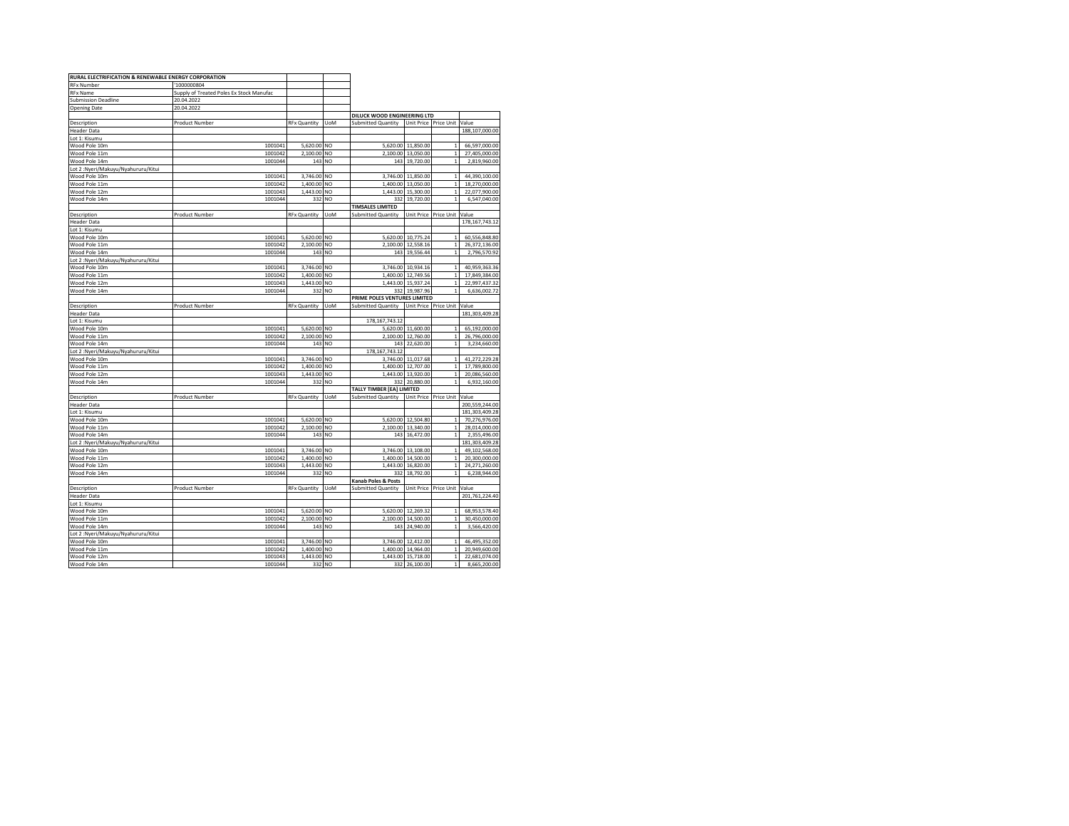| RURAL ELECTRIFICATION & RENEWABLE ENERGY CORPORATION | | | | | | | |
|---|---|---|---|---|---|---|---|
| RFx Number | '1000000804 | | | | | | |
| RFx Name | Supply of Treated Poles Ex Stock Manufac | | | | | | |
| Submission Deadline | 20.04.2022 | | | | | | |
| Opening Date | 20.04.2022 | | | | | | |
| | | | | DILUCK WOOD ENGINEERING LTD | | | |
| Description | Product Number | RFx Quantity | UoM | Submitted Quantity | Unit Price | Price Unit | Value |
| Header Data | | | | | | | 188,107,000.00 |
| Lot 1: Kisumu | | | | | | | |
| Wood Pole 10m | 1001041 | 5,620.00 | NO | 5,620.00 | 11,850.00 | 1 | 66,597,000.00 |
| Wood Pole 11m | 1001042 | 2,100.00 | NO | 2,100.00 | 13,050.00 | 1 | 27,405,000.00 |
| Wood Pole 14m | 1001044 | 143 | NO | 143 | 19,720.00 | 1 | 2,819,960.00 |
| Lot 2 :Nyeri/Makuyu/Nyahururu/Kitui | | | | | | | |
| Wood Pole 10m | 1001041 | 3,746.00 | NO | 3,746.00 | 11,850.00 | 1 | 44,390,100.00 |
| Wood Pole 11m | 1001042 | 1,400.00 | NO | 1,400.00 | 13,050.00 | 1 | 18,270,000.00 |
| Wood Pole 12m | 1001043 | 1,443.00 | NO | 1,443.00 | 15,300.00 | 1 | 22,077,900.00 |
| Wood Pole 14m | 1001044 | 332 | NO | 332 | 19,720.00 | 1 | 6,547,040.00 |
| | | | | TIMSALES LIMITED | | | |
| Description | Product Number | RFx Quantity | UoM | Submitted Quantity | Unit Price | Price Unit | Value |
| Header Data | | | | | | | 178,167,743.12 |
| Lot 1: Kisumu | | | | | | | |
| Wood Pole 10m | 1001041 | 5,620.00 | NO | 5,620.00 | 10,775.24 | 1 | 60,556,848.80 |
| Wood Pole 11m | 1001042 | 2,100.00 | NO | 2,100.00 | 12,558.16 | 1 | 26,372,136.00 |
| Wood Pole 14m | 1001044 | 143 | NO | 143 | 19,556.44 | 1 | 2,796,570.92 |
| Lot 2 :Nyeri/Makuyu/Nyahururu/Kitui | | | | | | | |
| Wood Pole 10m | 1001041 | 3,746.00 | NO | 3,746.00 | 10,934.16 | 1 | 40,959,363.36 |
| Wood Pole 11m | 1001042 | 1,400.00 | NO | 1,400.00 | 12,749.56 | 1 | 17,849,384.00 |
| Wood Pole 12m | 1001043 | 1,443.00 | NO | 1,443.00 | 15,937.24 | 1 | 22,997,437.32 |
| Wood Pole 14m | 1001044 | 332 | NO | 332 | 19,987.96 | 1 | 6,636,002.72 |
| | | | | PRIME POLES VENTURES LIMITED | | | |
| Description | Product Number | RFx Quantity | UoM | Submitted Quantity | Unit Price | Price Unit | Value |
| Header Data | | | | | | | 181,303,409.28 |
| Lot 1: Kisumu | | | | 178,167,743.12 | | | |
| Wood Pole 10m | 1001041 | 5,620.00 | NO | 5,620.00 | 11,600.00 | 1 | 65,192,000.00 |
| Wood Pole 11m | 1001042 | 2,100.00 | NO | 2,100.00 | 12,760.00 | 1 | 26,796,000.00 |
| Wood Pole 14m | 1001044 | 143 | NO | 143 | 22,620.00 | 1 | 3,234,660.00 |
| Lot 2 :Nyeri/Makuyu/Nyahururu/Kitui | | | | 178,167,743.12 | | | |
| Wood Pole 10m | 1001041 | 3,746.00 | NO | 3,746.00 | 11,017.68 | 1 | 41,272,229.28 |
| Wood Pole 11m | 1001042 | 1,400.00 | NO | 1,400.00 | 12,707.00 | 1 | 17,789,800.00 |
| Wood Pole 12m | 1001043 | 1,443.00 | NO | 1,443.00 | 13,920.00 | 1 | 20,086,560.00 |
| Wood Pole 14m | 1001044 | 332 | NO | 332 | 20,880.00 | 1 | 6,932,160.00 |
| | | | | TALLY TIMBER [EA] LIMITED | | | |
| Description | Product Number | RFx Quantity | UoM | Submitted Quantity | Unit Price | Price Unit | Value |
| Header Data | | | | | | | 200,559,244.00 |
| Lot 1: Kisumu | | | | | | | 181,303,409.28 |
| Wood Pole 10m | 1001041 | 5,620.00 | NO | 5,620.00 | 12,504.80 | 1 | 70,276,976.00 |
| Wood Pole 11m | 1001042 | 2,100.00 | NO | 2,100.00 | 13,340.00 | 1 | 28,014,000.00 |
| Wood Pole 14m | 1001044 | 143 | NO | 143 | 16,472.00 | 1 | 2,355,496.00 |
| Lot 2 :Nyeri/Makuyu/Nyahururu/Kitui | | | | | | | 181,303,409.28 |
| Wood Pole 10m | 1001041 | 3,746.00 | NO | 3,746.00 | 13,108.00 | 1 | 49,102,568.00 |
| Wood Pole 11m | 1001042 | 1,400.00 | NO | 1,400.00 | 14,500.00 | 1 | 20,300,000.00 |
| Wood Pole 12m | 1001043 | 1,443.00 | NO | 1,443.00 | 16,820.00 | 1 | 24,271,260.00 |
| Wood Pole 14m | 1001044 | 332 | NO | 332 | 18,792.00 | 1 | 6,238,944.00 |
| | | | | Kanab Poles & Posts | | | |
| Description | Product Number | RFx Quantity | UoM | Submitted Quantity | Unit Price | Price Unit | Value |
| Header Data | | | | | | | 201,761,224.40 |
| Lot 1: Kisumu | | | | | | | |
| Wood Pole 10m | 1001041 | 5,620.00 | NO | 5,620.00 | 12,269.32 | 1 | 68,953,578.40 |
| Wood Pole 11m | 1001042 | 2,100.00 | NO | 2,100.00 | 14,500.00 | 1 | 30,450,000.00 |
| Wood Pole 14m | 1001044 | 143 | NO | 143 | 24,940.00 | 1 | 3,566,420.00 |
| Lot 2 :Nyeri/Makuyu/Nyahururu/Kitui | | | | | | | |
| Wood Pole 10m | 1001041 | 3,746.00 | NO | 3,746.00 | 12,412.00 | 1 | 46,495,352.00 |
| Wood Pole 11m | 1001042 | 1,400.00 | NO | 1,400.00 | 14,964.00 | 1 | 20,949,600.00 |
| Wood Pole 12m | 1001043 | 1,443.00 | NO | 1,443.00 | 15,718.00 | 1 | 22,681,074.00 |
| Wood Pole 14m | 1001044 | 332 | NO | 332 | 26,100.00 | 1 | 8,665,200.00 |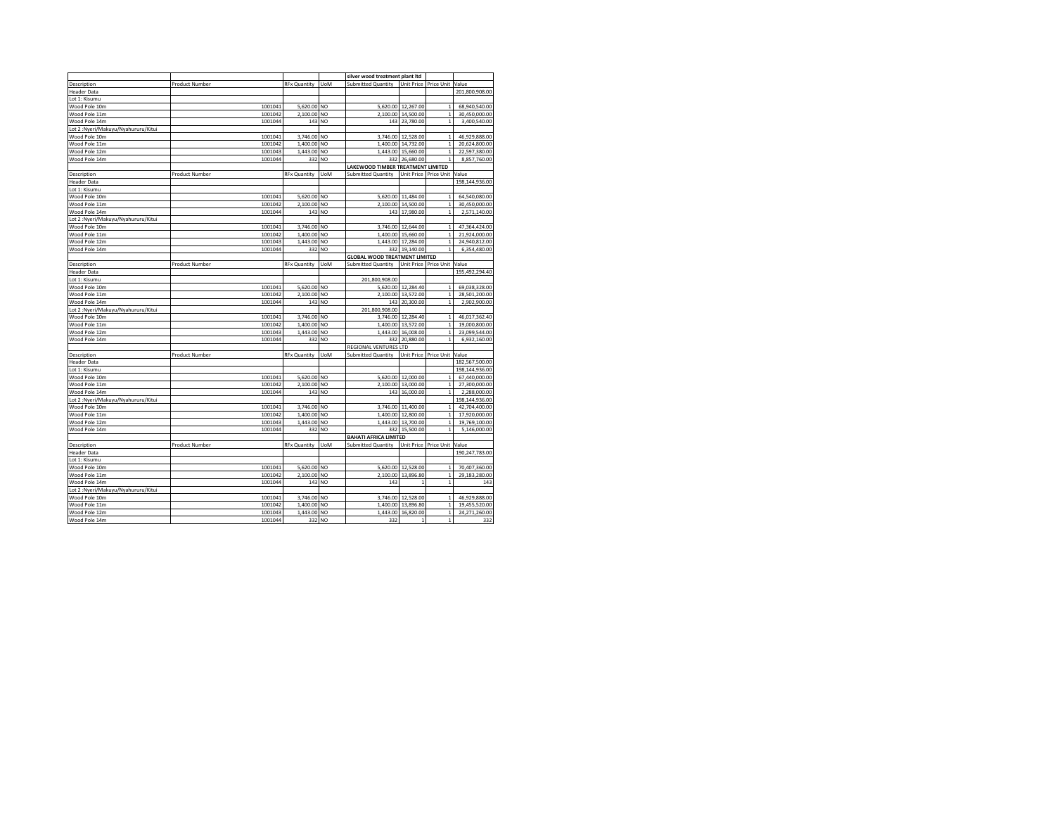| | | | | silver wood treatment plant ltd | | | |
|---|---|---|---|---|---|---|---|
| Description | Product Number | RFx Quantity | UoM | Submitted Quantity | Unit Price | Price Unit | Value |
| Header Data | | | | | | | 201,800,908.00 |
| Lot 1: Kisumu | | | | | | | |
| Wood Pole 10m | 1001041 | 5,620.00 | NO | 5,620.00 | 12,267.00 | 1 | 68,940,540.00 |
| Wood Pole 11m | 1001042 | 2,100.00 | NO | 2,100.00 | 14,500.00 | 1 | 30,450,000.00 |
| Wood Pole 14m | 1001044 | 143 | NO | 143 | 23,780.00 | 1 | 3,400,540.00 |
| Lot 2 :Nyeri/Makuyu/Nyahururu/Kitui | | | | | | | |
| Wood Pole 10m | 1001041 | 3,746.00 | NO | 3,746.00 | 12,528.00 | 1 | 46,929,888.00 |
| Wood Pole 11m | 1001042 | 1,400.00 | NO | 1,400.00 | 14,732.00 | 1 | 20,624,800.00 |
| Wood Pole 12m | 1001043 | 1,443.00 | NO | 1,443.00 | 15,660.00 | 1 | 22,597,380.00 |
| Wood Pole 14m | 1001044 | 332 | NO | 332 | 26,680.00 | 1 | 8,857,760.00 |
| | | | | **LAKEWOOD TIMBER TREATMENT LIMITED** | | | |
| Description | Product Number | RFx Quantity | UoM | Submitted Quantity | Unit Price | Price Unit | Value |
| Header Data | | | | | | | 198,144,936.00 |
| Lot 1: Kisumu | | | | | | | |
| Wood Pole 10m | 1001041 | 5,620.00 | NO | 5,620.00 | 11,484.00 | 1 | 64,540,080.00 |
| Wood Pole 11m | 1001042 | 2,100.00 | NO | 2,100.00 | 14,500.00 | 1 | 30,450,000.00 |
| Wood Pole 14m | 1001044 | 143 | NO | 143 | 17,980.00 | 1 | 2,571,140.00 |
| Lot 2 :Nyeri/Makuyu/Nyahururu/Kitui | | | | | | | |
| Wood Pole 10m | 1001041 | 3,746.00 | NO | 3,746.00 | 12,644.00 | 1 | 47,364,424.00 |
| Wood Pole 11m | 1001042 | 1,400.00 | NO | 1,400.00 | 15,660.00 | 1 | 21,924,000.00 |
| Wood Pole 12m | 1001043 | 1,443.00 | NO | 1,443.00 | 17,284.00 | 1 | 24,940,812.00 |
| Wood Pole 14m | 1001044 | 332 | NO | 332 | 19,140.00 | 1 | 6,354,480.00 |
| | | | | **GLOBAL WOOD TREATMENT LIMITED** | | | |
| Description | Product Number | RFx Quantity | UoM | Submitted Quantity | Unit Price | Price Unit | Value |
| Header Data | | | | | | | 195,492,294.40 |
| Lot 1: Kisumu | | | | 201,800,908.00 | | | |
| Wood Pole 10m | 1001041 | 5,620.00 | NO | 5,620.00 | 12,284.40 | 1 | 69,038,328.00 |
| Wood Pole 11m | 1001042 | 2,100.00 | NO | 2,100.00 | 13,572.00 | 1 | 28,501,200.00 |
| Wood Pole 14m | 1001044 | 143 | NO | 143 | 20,300.00 | 1 | 2,902,900.00 |
| Lot 2 :Nyeri/Makuyu/Nyahururu/Kitui | | | | 201,800,908.00 | | | |
| Wood Pole 10m | 1001041 | 3,746.00 | NO | 3,746.00 | 12,284.40 | 1 | 46,017,362.40 |
| Wood Pole 11m | 1001042 | 1,400.00 | NO | 1,400.00 | 13,572.00 | 1 | 19,000,800.00 |
| Wood Pole 12m | 1001043 | 1,443.00 | NO | 1,443.00 | 16,008.00 | 1 | 23,099,544.00 |
| Wood Pole 14m | 1001044 | 332 | NO | 332 | 20,880.00 | 1 | 6,932,160.00 |
| | | | | REGIONAL VENTURES LTD | | | |
| Description | Product Number | RFx Quantity | UoM | Submitted Quantity | Unit Price | Price Unit | Value |
| Header Data | | | | | | | 182,567,500.00 |
| Lot 1: Kisumu | | | | | | | 198,144,936.00 |
| Wood Pole 10m | 1001041 | 5,620.00 | NO | 5,620.00 | 12,000.00 | 1 | 67,440,000.00 |
| Wood Pole 11m | 1001042 | 2,100.00 | NO | 2,100.00 | 13,000.00 | 1 | 27,300,000.00 |
| Wood Pole 14m | 1001044 | 143 | NO | 143 | 16,000.00 | 1 | 2,288,000.00 |
| Lot 2 :Nyeri/Makuyu/Nyahururu/Kitui | | | | | | | 198,144,936.00 |
| Wood Pole 10m | 1001041 | 3,746.00 | NO | 3,746.00 | 11,400.00 | 1 | 42,704,400.00 |
| Wood Pole 11m | 1001042 | 1,400.00 | NO | 1,400.00 | 12,800.00 | 1 | 17,920,000.00 |
| Wood Pole 12m | 1001043 | 1,443.00 | NO | 1,443.00 | 13,700.00 | 1 | 19,769,100.00 |
| Wood Pole 14m | 1001044 | 332 | NO | 332 | 15,500.00 | 1 | 5,146,000.00 |
| | | | | **BAHATI AFRICA LIMITED** | | | |
| Description | Product Number | RFx Quantity | UoM | Submitted Quantity | Unit Price | Price Unit | Value |
| Header Data | | | | | | | 190,247,783.00 |
| Lot 1: Kisumu | | | | | | | |
| Wood Pole 10m | 1001041 | 5,620.00 | NO | 5,620.00 | 12,528.00 | 1 | 70,407,360.00 |
| Wood Pole 11m | 1001042 | 2,100.00 | NO | 2,100.00 | 13,896.80 | 1 | 29,183,280.00 |
| Wood Pole 14m | 1001044 | 143 | NO | 143 | 1 | 1 | 143 |
| Lot 2 :Nyeri/Makuyu/Nyahururu/Kitui | | | | | | | |
| Wood Pole 10m | 1001041 | 3,746.00 | NO | 3,746.00 | 12,528.00 | 1 | 46,929,888.00 |
| Wood Pole 11m | 1001042 | 1,400.00 | NO | 1,400.00 | 13,896.80 | 1 | 19,455,520.00 |
| Wood Pole 12m | 1001043 | 1,443.00 | NO | 1,443.00 | 16,820.00 | 1 | 24,271,260.00 |
| Wood Pole 14m | 1001044 | 332 | NO | 332 | 1 | 1 | 332 |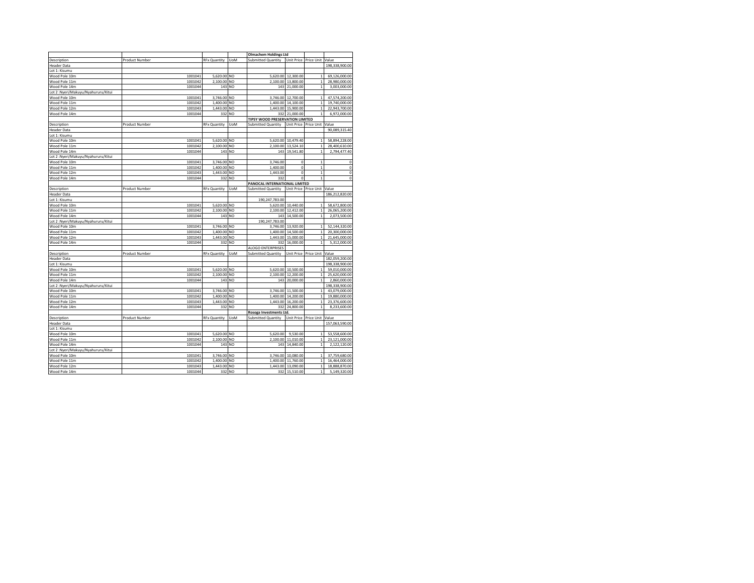| | | | | Olmachem Holdings Ltd | | | |
|---|---|---|---|---|---|---|---|
| Description | Product Number | RFx Quantity | UoM | Submitted Quantity | Unit Price | Price Unit | Value |
| Header Data | | | | | | | 198,338,900.00 |
| Lot 1: Kisumu | | | | | | | |
| Wood Pole 10m | 1001041 | 5,620.00 | NO | 5,620.00 | 12,300.00 | 1 | 69,126,000.00 |
| Wood Pole 11m | 1001042 | 2,100.00 | NO | 2,100.00 | 13,800.00 | 1 | 28,980,000.00 |
| Wood Pole 14m | 1001044 | 143 | NO | 143 | 21,000.00 | 1 | 3,003,000.00 |
| Lot 2 :Nyeri/Makuyu/Nyahururu/Kitui | | | | | | | |
| Wood Pole 10m | 1001041 | 3,746.00 | NO | 3,746.00 | 12,700.00 | 1 | 47,574,200.00 |
| Wood Pole 11m | 1001042 | 1,400.00 | NO | 1,400.00 | 14,100.00 | 1 | 19,740,000.00 |
| Wood Pole 12m | 1001043 | 1,443.00 | NO | 1,443.00 | 15,900.00 | 1 | 22,943,700.00 |
| Wood Pole 14m | 1001044 | 332 | NO | 332 | 21,000.00 | 1 | 6,972,000.00 |
| | | | | TIPSY WOOD PRESERVATION LIMITED | | | |
| Description | Product Number | RFx Quantity | UoM | Submitted Quantity | Unit Price | Price Unit | Value |
| Header Data | | | | | | | 90,089,315.40 |
| Lot 1: Kisumu | | | | | | | |
| Wood Pole 10m | 1001041 | 5,620.00 | NO | 5,620.00 | 10,479.40 | 1 | 58,894,228.00 |
| Wood Pole 11m | 1001042 | 2,100.00 | NO | 2,100.00 | 13,524.10 | 1 | 28,400,610.00 |
| Wood Pole 14m | 1001044 | 143 | NO | 143 | 19,541.80 | 1 | 2,794,477.40 |
| Lot 2 :Nyeri/Makuyu/Nyahururu/Kitui | | | | | | | |
| Wood Pole 10m | 1001041 | 3,746.00 | NO | 3,746.00 | 0 | 1 | 0 |
| Wood Pole 11m | 1001042 | 1,400.00 | NO | 1,400.00 | 0 | 1 | 0 |
| Wood Pole 12m | 1001043 | 1,443.00 | NO | 1,443.00 | 0 | 1 | 0 |
| Wood Pole 14m | 1001044 | 332 | NO | 332 | 0 | 1 | 0 |
| | | | | PANOCAL INTERNATIONAL LIMITED | | | |
| Description | Product Number | RFx Quantity | UoM | Submitted Quantity | Unit Price | Price Unit | Value |
| Header Data | | | | | | | 186,212,820.00 |
| Lot 1: Kisumu | | | | 190,247,783.00 | | | |
| Wood Pole 10m | 1001041 | 5,620.00 | NO | 5,620.00 | 10,440.00 | 1 | 58,672,800.00 |
| Wood Pole 11m | 1001042 | 2,100.00 | NO | 2,100.00 | 12,412.00 | 1 | 26,065,200.00 |
| Wood Pole 14m | 1001044 | 143 | NO | 143 | 14,500.00 | 1 | 2,073,500.00 |
| Lot 2 :Nyeri/Makuyu/Nyahururu/Kitui | | | | 190,247,783.00 | | | |
| Wood Pole 10m | 1001041 | 3,746.00 | NO | 3,746.00 | 13,920.00 | 1 | 52,144,320.00 |
| Wood Pole 11m | 1001042 | 1,400.00 | NO | 1,400.00 | 14,500.00 | 1 | 20,300,000.00 |
| Wood Pole 12m | 1001043 | 1,443.00 | NO | 1,443.00 | 15,000.00 | 1 | 21,645,000.00 |
| Wood Pole 14m | 1001044 | 332 | NO | 332 | 16,000.00 | 1 | 5,312,000.00 |
| | | | | ALOGO ENTERPRISES | | | |
| Description | Product Number | RFx Quantity | UoM | Submitted Quantity | Unit Price | Price Unit | Value |
| Header Data | | | | | | | 182,059,200.00 |
| Lot 1: Kisumu | | | | | | | 198,338,900.00 |
| Wood Pole 10m | 1001041 | 5,620.00 | NO | 5,620.00 | 10,500.00 | 1 | 59,010,000.00 |
| Wood Pole 11m | 1001042 | 2,100.00 | NO | 2,100.00 | 12,200.00 | 1 | 25,620,000.00 |
| Wood Pole 14m | 1001044 | 143 | NO | 143 | 20,000.00 | 1 | 2,860,000.00 |
| Lot 2 :Nyeri/Makuyu/Nyahururu/Kitui | | | | | | | 198,338,900.00 |
| Wood Pole 10m | 1001041 | 3,746.00 | NO | 3,746.00 | 11,500.00 | 1 | 43,079,000.00 |
| Wood Pole 11m | 1001042 | 1,400.00 | NO | 1,400.00 | 14,200.00 | 1 | 19,880,000.00 |
| Wood Pole 12m | 1001043 | 1,443.00 | NO | 1,443.00 | 16,200.00 | 1 | 23,376,600.00 |
| Wood Pole 14m | 1001044 | 332 | NO | 332 | 24,800.00 | 1 | 8,233,600.00 |
| | | | | Rosoga Investments Ltd. | | | |
| Description | Product Number | RFx Quantity | UoM | Submitted Quantity | Unit Price | Price Unit | Value |
| Header Data | | | | | | | 157,063,590.00 |
| Lot 1: Kisumu | | | | | | | |
| Wood Pole 10m | 1001041 | 5,620.00 | NO | 5,620.00 | 9,530.00 | 1 | 53,558,600.00 |
| Wood Pole 11m | 1001042 | 2,100.00 | NO | 2,100.00 | 11,010.00 | 1 | 23,121,000.00 |
| Wood Pole 14m | 1001044 | 143 | NO | 143 | 14,840.00 | 1 | 2,122,120.00 |
| Lot 2 :Nyeri/Makuyu/Nyahururu/Kitui | | | | | | | |
| Wood Pole 10m | 1001041 | 3,746.00 | NO | 3,746.00 | 10,080.00 | 1 | 37,759,680.00 |
| Wood Pole 11m | 1001042 | 1,400.00 | NO | 1,400.00 | 11,760.00 | 1 | 16,464,000.00 |
| Wood Pole 12m | 1001043 | 1,443.00 | NO | 1,443.00 | 13,090.00 | 1 | 18,888,870.00 |
| Wood Pole 14m | 1001044 | 332 | NO | 332 | 15,510.00 | 1 | 5,149,320.00 |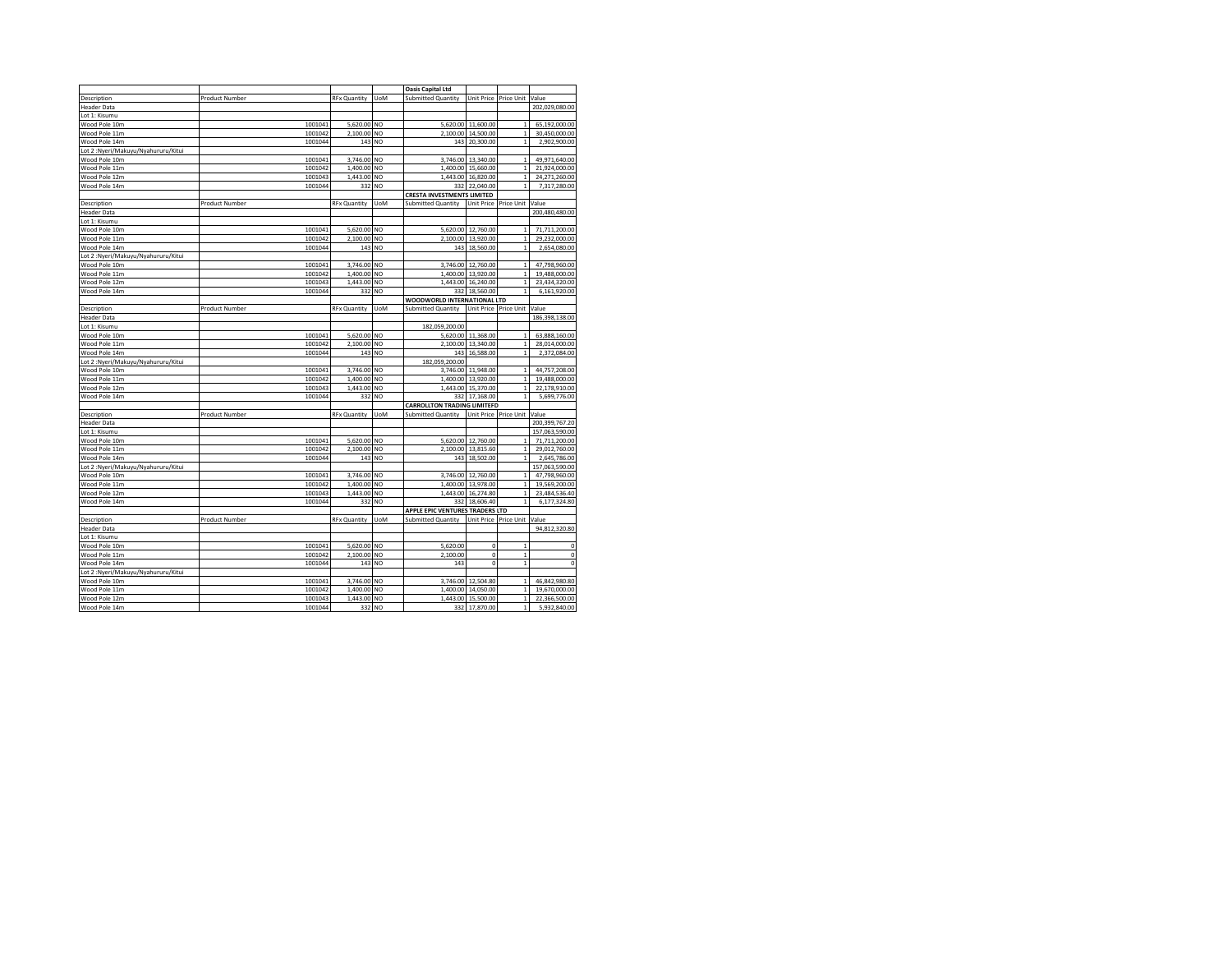| | | | | **Oasis Capital Ltd** | | | |
|---|---|---|---|---|---|---|---|
| Description | Product Number | RFx Quantity | UoM | Submitted Quantity | Unit Price | Price Unit | Value |
| Header Data | | | | | | | 202,029,080.00 |
| Lot 1: Kisumu | | | | | | | |
| Wood Pole 10m | 1001041 | 5,620.00 | NO | 5,620.00 | 11,600.00 | 1 | 65,192,000.00 |
| Wood Pole 11m | 1001042 | 2,100.00 | NO | 2,100.00 | 14,500.00 | 1 | 30,450,000.00 |
| Wood Pole 14m | 1001044 | 143 | NO | 143 | 20,300.00 | 1 | 2,902,900.00 |
| Lot 2 :Nyeri/Makuyu/Nyahururu/Kitui | | | | | | | |
| Wood Pole 10m | 1001041 | 3,746.00 | NO | 3,746.00 | 13,340.00 | 1 | 49,971,640.00 |
| Wood Pole 11m | 1001042 | 1,400.00 | NO | 1,400.00 | 15,660.00 | 1 | 21,924,000.00 |
| Wood Pole 12m | 1001043 | 1,443.00 | NO | 1,443.00 | 16,820.00 | 1 | 24,271,260.00 |
| Wood Pole 14m | 1001044 | 332 | NO | 332 | 22,040.00 | 1 | 7,317,280.00 |
| | | | | **CRESTA INVESTMENTS LIMITED** | | | |
| Description | Product Number | RFx Quantity | UoM | Submitted Quantity | Unit Price | Price Unit | Value |
| Header Data | | | | | | | 200,480,480.00 |
| Lot 1: Kisumu | | | | | | | |
| Wood Pole 10m | 1001041 | 5,620.00 | NO | 5,620.00 | 12,760.00 | 1 | 71,711,200.00 |
| Wood Pole 11m | 1001042 | 2,100.00 | NO | 2,100.00 | 13,920.00 | 1 | 29,232,000.00 |
| Wood Pole 14m | 1001044 | 143 | NO | 143 | 18,560.00 | 1 | 2,654,080.00 |
| Lot 2 :Nyeri/Makuyu/Nyahururu/Kitui | | | | | | | |
| Wood Pole 10m | 1001041 | 3,746.00 | NO | 3,746.00 | 12,760.00 | 1 | 47,798,960.00 |
| Wood Pole 11m | 1001042 | 1,400.00 | NO | 1,400.00 | 13,920.00 | 1 | 19,488,000.00 |
| Wood Pole 12m | 1001043 | 1,443.00 | NO | 1,443.00 | 16,240.00 | 1 | 23,434,320.00 |
| Wood Pole 14m | 1001044 | 332 | NO | 332 | 18,560.00 | 1 | 6,161,920.00 |
| | | | | **WOODWORLD INTERNATIONAL LTD** | | | |
| Description | Product Number | RFx Quantity | UoM | Submitted Quantity | Unit Price | Price Unit | Value |
| Header Data | | | | | | | 186,398,138.00 |
| Lot 1: Kisumu | | | | 182,059,200.00 | | | |
| Wood Pole 10m | 1001041 | 5,620.00 | NO | 5,620.00 | 11,368.00 | 1 | 63,888,160.00 |
| Wood Pole 11m | 1001042 | 2,100.00 | NO | 2,100.00 | 13,340.00 | 1 | 28,014,000.00 |
| Wood Pole 14m | 1001044 | 143 | NO | 143 | 16,588.00 | 1 | 2,372,084.00 |
| Lot 2 :Nyeri/Makuyu/Nyahururu/Kitui | | | | 182,059,200.00 | | | |
| Wood Pole 10m | 1001041 | 3,746.00 | NO | 3,746.00 | 11,948.00 | 1 | 44,757,208.00 |
| Wood Pole 11m | 1001042 | 1,400.00 | NO | 1,400.00 | 13,920.00 | 1 | 19,488,000.00 |
| Wood Pole 12m | 1001043 | 1,443.00 | NO | 1,443.00 | 15,370.00 | 1 | 22,178,910.00 |
| Wood Pole 14m | 1001044 | 332 | NO | 332 | 17,168.00 | 1 | 5,699,776.00 |
| | | | | **CARROLLTON TRADING LIMITEFD** | | | |
| Description | Product Number | RFx Quantity | UoM | Submitted Quantity | Unit Price | Price Unit | Value |
| Header Data | | | | | | | 200,399,767.20 |
| Lot 1: Kisumu | | | | | | | 157,063,590.00 |
| Wood Pole 10m | 1001041 | 5,620.00 | NO | 5,620.00 | 12,760.00 | 1 | 71,711,200.00 |
| Wood Pole 11m | 1001042 | 2,100.00 | NO | 2,100.00 | 13,815.60 | 1 | 29,012,760.00 |
| Wood Pole 14m | 1001044 | 143 | NO | 143 | 18,502.00 | 1 | 2,645,786.00 |
| Lot 2 :Nyeri/Makuyu/Nyahururu/Kitui | | | | | | | 157,063,590.00 |
| Wood Pole 10m | 1001041 | 3,746.00 | NO | 3,746.00 | 12,760.00 | 1 | 47,798,960.00 |
| Wood Pole 11m | 1001042 | 1,400.00 | NO | 1,400.00 | 13,978.00 | 1 | 19,569,200.00 |
| Wood Pole 12m | 1001043 | 1,443.00 | NO | 1,443.00 | 16,274.80 | 1 | 23,484,536.40 |
| Wood Pole 14m | 1001044 | 332 | NO | 332 | 18,606.40 | 1 | 6,177,324.80 |
| | | | | **APPLE EPIC VENTURES TRADERS LTD** | | | |
| Description | Product Number | RFx Quantity | UoM | Submitted Quantity | Unit Price | Price Unit | Value |
| Header Data | | | | | | | 94,812,320.80 |
| Lot 1: Kisumu | | | | | | | |
| Wood Pole 10m | 1001041 | 5,620.00 | NO | 5,620.00 | 0 | 1 | 0 |
| Wood Pole 11m | 1001042 | 2,100.00 | NO | 2,100.00 | 0 | 1 | 0 |
| Wood Pole 14m | 1001044 | 143 | NO | 143 | 0 | 1 | 0 |
| Lot 2 :Nyeri/Makuyu/Nyahururu/Kitui | | | | | | | |
| Wood Pole 10m | 1001041 | 3,746.00 | NO | 3,746.00 | 12,504.80 | 1 | 46,842,980.80 |
| Wood Pole 11m | 1001042 | 1,400.00 | NO | 1,400.00 | 14,050.00 | 1 | 19,670,000.00 |
| Wood Pole 12m | 1001043 | 1,443.00 | NO | 1,443.00 | 15,500.00 | 1 | 22,366,500.00 |
| Wood Pole 14m | 1001044 | 332 | NO | 332 | 17,870.00 | 1 | 5,932,840.00 |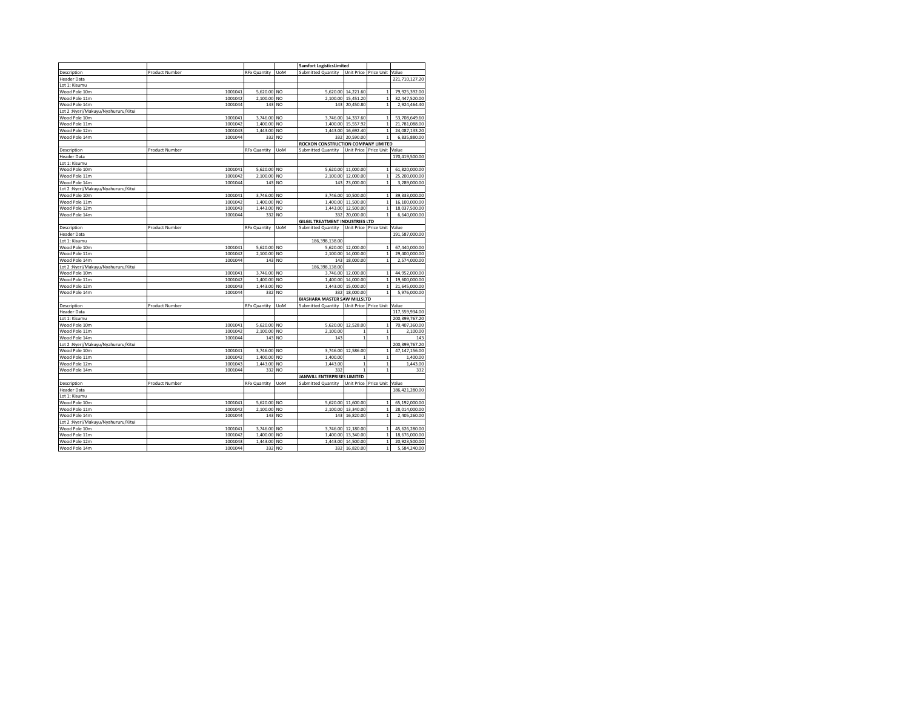| | | | | Samfort LogisticsLimited | | | |
|---|---|---|---|---|---|---|---|
| Description | Product Number | RFx Quantity | UoM | Submitted Quantity | Unit Price | Price Unit | Value |
| Header Data | | | | | | | 221,710,127.20 |
| Lot 1: Kisumu | | | | | | | |
| Wood Pole 10m | 1001041 | 5,620.00 | NO | 5,620.00 | 14,221.60 | 1 | 79,925,392.00 |
| Wood Pole 11m | 1001042 | 2,100.00 | NO | 2,100.00 | 15,451.20 | 1 | 32,447,520.00 |
| Wood Pole 14m | 1001044 | 143 | NO | 143 | 20,450.80 | 1 | 2,924,464.40 |
| Lot 2 :Nyeri/Makuyu/Nyahururu/Kitui | | | | | | | |
| Wood Pole 10m | 1001041 | 3,746.00 | NO | 3,746.00 | 14,337.60 | 1 | 53,708,649.60 |
| Wood Pole 11m | 1001042 | 1,400.00 | NO | 1,400.00 | 15,557.92 | 1 | 21,781,088.00 |
| Wood Pole 12m | 1001043 | 1,443.00 | NO | 1,443.00 | 16,692.40 | 1 | 24,087,133.20 |
| Wood Pole 14m | 1001044 | 332 | NO | 332 | 20,590.00 | 1 | 6,835,880.00 |
| | | | | ROCKON CONSTRUCTION COMPANY LIMITED | | | |
| Description | Product Number | RFx Quantity | UoM | Submitted Quantity | Unit Price | Price Unit | Value |
| Header Data | | | | | | | 170,419,500.00 |
| Lot 1: Kisumu | | | | | | | |
| Wood Pole 10m | 1001041 | 5,620.00 | NO | 5,620.00 | 11,000.00 | 1 | 61,820,000.00 |
| Wood Pole 11m | 1001042 | 2,100.00 | NO | 2,100.00 | 12,000.00 | 1 | 25,200,000.00 |
| Wood Pole 14m | 1001044 | 143 | NO | 143 | 23,000.00 | 1 | 3,289,000.00 |
| Lot 2 :Nyeri/Makuyu/Nyahururu/Kitui | | | | | | | |
| Wood Pole 10m | 1001041 | 3,746.00 | NO | 3,746.00 | 10,500.00 | 1 | 39,333,000.00 |
| Wood Pole 11m | 1001042 | 1,400.00 | NO | 1,400.00 | 11,500.00 | 1 | 16,100,000.00 |
| Wood Pole 12m | 1001043 | 1,443.00 | NO | 1,443.00 | 12,500.00 | 1 | 18,037,500.00 |
| Wood Pole 14m | 1001044 | 332 | NO | 332 | 20,000.00 | 1 | 6,640,000.00 |
| | | | | GILGIL TREATMENT INDUSTRIES LTD | | | |
| Description | Product Number | RFx Quantity | UoM | Submitted Quantity | Unit Price | Price Unit | Value |
| Header Data | | | | | | | 191,587,000.00 |
| Lot 1: Kisumu | | | | 186,398,138.00 | | | |
| Wood Pole 10m | 1001041 | 5,620.00 | NO | 5,620.00 | 12,000.00 | 1 | 67,440,000.00 |
| Wood Pole 11m | 1001042 | 2,100.00 | NO | 2,100.00 | 14,000.00 | 1 | 29,400,000.00 |
| Wood Pole 14m | 1001044 | 143 | NO | 143 | 18,000.00 | 1 | 2,574,000.00 |
| Lot 2 :Nyeri/Makuyu/Nyahururu/Kitui | | | | 186,398,138.00 | | | |
| Wood Pole 10m | 1001041 | 3,746.00 | NO | 3,746.00 | 12,000.00 | 1 | 44,952,000.00 |
| Wood Pole 11m | 1001042 | 1,400.00 | NO | 1,400.00 | 14,000.00 | 1 | 19,600,000.00 |
| Wood Pole 12m | 1001043 | 1,443.00 | NO | 1,443.00 | 15,000.00 | 1 | 21,645,000.00 |
| Wood Pole 14m | 1001044 | 332 | NO | 332 | 18,000.00 | 1 | 5,976,000.00 |
| | | | | BIASHARA MASTER SAW MILLSLTD | | | |
| Description | Product Number | RFx Quantity | UoM | Submitted Quantity | Unit Price | Price Unit | Value |
| Header Data | | | | | | | 117,559,934.00 |
| Lot 1: Kisumu | | | | | | | 200,399,767.20 |
| Wood Pole 10m | 1001041 | 5,620.00 | NO | 5,620.00 | 12,528.00 | 1 | 70,407,360.00 |
| Wood Pole 11m | 1001042 | 2,100.00 | NO | 2,100.00 | 1 | 1 | 2,100.00 |
| Wood Pole 14m | 1001044 | 143 | NO | 143 | 1 | 1 | 143 |
| Lot 2 :Nyeri/Makuyu/Nyahururu/Kitui | | | | | | | 200,399,767.20 |
| Wood Pole 10m | 1001041 | 3,746.00 | NO | 3,746.00 | 12,586.00 | 1 | 47,147,156.00 |
| Wood Pole 11m | 1001042 | 1,400.00 | NO | 1,400.00 | 1 | 1 | 1,400.00 |
| Wood Pole 12m | 1001043 | 1,443.00 | NO | 1,443.00 | 1 | 1 | 1,443.00 |
| Wood Pole 14m | 1001044 | 332 | NO | 332 | 1 | 1 | 332 |
| | | | | JANWILL ENTERPRISES LIMITED | | | |
| Description | Product Number | RFx Quantity | UoM | Submitted Quantity | Unit Price | Price Unit | Value |
| Header Data | | | | | | | 186,421,280.00 |
| Lot 1: Kisumu | | | | | | | |
| Wood Pole 10m | 1001041 | 5,620.00 | NO | 5,620.00 | 11,600.00 | 1 | 65,192,000.00 |
| Wood Pole 11m | 1001042 | 2,100.00 | NO | 2,100.00 | 13,340.00 | 1 | 28,014,000.00 |
| Wood Pole 14m | 1001044 | 143 | NO | 143 | 16,820.00 | 1 | 2,405,260.00 |
| Lot 2 :Nyeri/Makuyu/Nyahururu/Kitui | | | | | | | |
| Wood Pole 10m | 1001041 | 3,746.00 | NO | 3,746.00 | 12,180.00 | 1 | 45,626,280.00 |
| Wood Pole 11m | 1001042 | 1,400.00 | NO | 1,400.00 | 13,340.00 | 1 | 18,676,000.00 |
| Wood Pole 12m | 1001043 | 1,443.00 | NO | 1,443.00 | 14,500.00 | 1 | 20,923,500.00 |
| Wood Pole 14m | 1001044 | 332 | NO | 332 | 16,820.00 | 1 | 5,584,240.00 |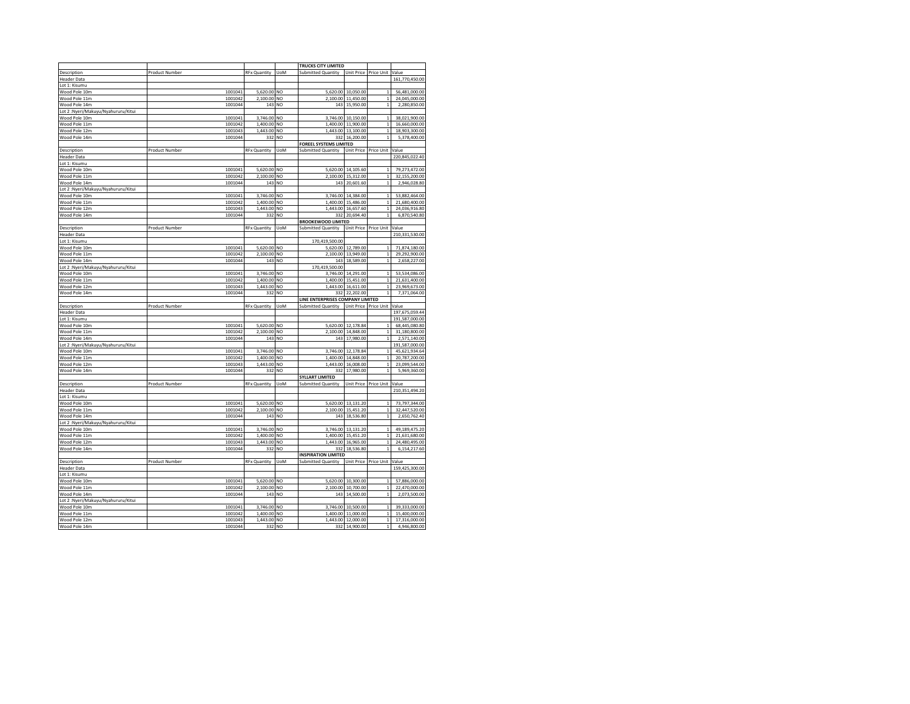| | | | | | | | |
|---|---|---|---|---|---|---|---|
| | | | | **TRUCKS CITY LIMITED** | | | |
| Description | Product Number | RFx Quantity | UoM | Submitted Quantity | Unit Price | Price Unit | Value |
| Header Data | | | | | | | 161,770,450.00 |
| Lot 1: Kisumu | | | | | | | |
| Wood Pole 10m | 1001041 | 5,620.00 | NO | 5,620.00 | 10,050.00 | 1 | 56,481,000.00 |
| Wood Pole 11m | 1001042 | 2,100.00 | NO | 2,100.00 | 11,450.00 | 1 | 24,045,000.00 |
| Wood Pole 14m | 1001044 | 143 | NO | 143 | 15,950.00 | 1 | 2,280,850.00 |
| Lot 2 :Nyeri/Makuyu/Nyahururu/Kitui | | | | | | | |
| Wood Pole 10m | 1001041 | 3,746.00 | NO | 3,746.00 | 10,150.00 | 1 | 38,021,900.00 |
| Wood Pole 11m | 1001042 | 1,400.00 | NO | 1,400.00 | 11,900.00 | 1 | 16,660,000.00 |
| Wood Pole 12m | 1001043 | 1,443.00 | NO | 1,443.00 | 13,100.00 | 1 | 18,903,300.00 |
| Wood Pole 14m | 1001044 | 332 | NO | 332 | 16,200.00 | 1 | 5,378,400.00 |
| | | | | **FOREEL SYSTEMS LIMITED** | | | |
| Description | Product Number | RFx Quantity | UoM | Submitted Quantity | Unit Price | Price Unit | Value |
| Header Data | | | | | | | 220,845,022.40 |
| Lot 1: Kisumu | | | | | | | |
| Wood Pole 10m | 1001041 | 5,620.00 | NO | 5,620.00 | 14,105.60 | 1 | 79,273,472.00 |
| Wood Pole 11m | 1001042 | 2,100.00 | NO | 2,100.00 | 15,312.00 | 1 | 32,155,200.00 |
| Wood Pole 14m | 1001044 | 143 | NO | 143 | 20,601.60 | 1 | 2,946,028.80 |
| Lot 2 :Nyeri/Makuyu/Nyahururu/Kitui | | | | | | | |
| Wood Pole 10m | 1001041 | 3,746.00 | NO | 3,746.00 | 14,384.00 | 1 | 53,882,464.00 |
| Wood Pole 11m | 1001042 | 1,400.00 | NO | 1,400.00 | 15,486.00 | 1 | 21,680,400.00 |
| Wood Pole 12m | 1001043 | 1,443.00 | NO | 1,443.00 | 16,657.60 | 1 | 24,036,916.80 |
| Wood Pole 14m | 1001044 | 332 | NO | 332 | 20,694.40 | 1 | 6,870,540.80 |
| | | | | **BROOKEWOOD LIMITED** | | | |
| Description | Product Number | RFx Quantity | UoM | Submitted Quantity | Unit Price | Price Unit | Value |
| Header Data | | | | | | | 210,331,530.00 |
| Lot 1: Kisumu | | | | 170,419,500.00 | | | |
| Wood Pole 10m | 1001041 | 5,620.00 | NO | 5,620.00 | 12,789.00 | 1 | 71,874,180.00 |
| Wood Pole 11m | 1001042 | 2,100.00 | NO | 2,100.00 | 13,949.00 | 1 | 29,292,900.00 |
| Wood Pole 14m | 1001044 | 143 | NO | 143 | 18,589.00 | 1 | 2,658,227.00 |
| Lot 2 :Nyeri/Makuyu/Nyahururu/Kitui | | | | 170,419,500.00 | | | |
| Wood Pole 10m | 1001041 | 3,746.00 | NO | 3,746.00 | 14,291.00 | 1 | 53,534,086.00 |
| Wood Pole 11m | 1001042 | 1,400.00 | NO | 1,400.00 | 15,451.00 | 1 | 21,631,400.00 |
| Wood Pole 12m | 1001043 | 1,443.00 | NO | 1,443.00 | 16,611.00 | 1 | 23,969,673.00 |
| Wood Pole 14m | 1001044 | 332 | NO | 332 | 22,202.00 | 1 | 7,371,064.00 |
| | | | | **LINE ENTERPRISES COMPANY LIMITED** | | | |
| Description | Product Number | RFx Quantity | UoM | Submitted Quantity | Unit Price | Price Unit | Value |
| Header Data | | | | | | | 197,675,059.44 |
| Lot 1: Kisumu | | | | | | | 191,587,000.00 |
| Wood Pole 10m | 1001041 | 5,620.00 | NO | 5,620.00 | 12,178.84 | 1 | 68,445,080.80 |
| Wood Pole 11m | 1001042 | 2,100.00 | NO | 2,100.00 | 14,848.00 | 1 | 31,180,800.00 |
| Wood Pole 14m | 1001044 | 143 | NO | 143 | 17,980.00 | 1 | 2,571,140.00 |
| Lot 2 :Nyeri/Makuyu/Nyahururu/Kitui | | | | | | | 191,587,000.00 |
| Wood Pole 10m | 1001041 | 3,746.00 | NO | 3,746.00 | 12,178.84 | 1 | 45,621,934.64 |
| Wood Pole 11m | 1001042 | 1,400.00 | NO | 1,400.00 | 14,848.00 | 1 | 20,787,200.00 |
| Wood Pole 12m | 1001043 | 1,443.00 | NO | 1,443.00 | 16,008.00 | 1 | 23,099,544.00 |
| Wood Pole 14m | 1001044 | 332 | NO | 332 | 17,980.00 | 1 | 5,969,360.00 |
| | | | | **SYLLART LIMITED** | | | |
| Description | Product Number | RFx Quantity | UoM | Submitted Quantity | Unit Price | Price Unit | Value |
| Header Data | | | | | | | 210,351,494.20 |
| Lot 1: Kisumu | | | | | | | |
| Wood Pole 10m | 1001041 | 5,620.00 | NO | 5,620.00 | 13,131.20 | 1 | 73,797,344.00 |
| Wood Pole 11m | 1001042 | 2,100.00 | NO | 2,100.00 | 15,451.20 | 1 | 32,447,520.00 |
| Wood Pole 14m | 1001044 | 143 | NO | 143 | 18,536.80 | 1 | 2,650,762.40 |
| Lot 2 :Nyeri/Makuyu/Nyahururu/Kitui | | | | | | | |
| Wood Pole 10m | 1001041 | 3,746.00 | NO | 3,746.00 | 13,131.20 | 1 | 49,189,475.20 |
| Wood Pole 11m | 1001042 | 1,400.00 | NO | 1,400.00 | 15,451.20 | 1 | 21,631,680.00 |
| Wood Pole 12m | 1001043 | 1,443.00 | NO | 1,443.00 | 16,965.00 | 1 | 24,480,495.00 |
| Wood Pole 14m | 1001044 | 332 | NO | 332 | 18,536.80 | 1 | 6,154,217.60 |
| | | | | **INSPIRATION LIMITED** | | | |
| Description | Product Number | RFx Quantity | UoM | Submitted Quantity | Unit Price | Price Unit | Value |
| Header Data | | | | | | | 159,425,300.00 |
| Lot 1: Kisumu | | | | | | | |
| Wood Pole 10m | 1001041 | 5,620.00 | NO | 5,620.00 | 10,300.00 | 1 | 57,886,000.00 |
| Wood Pole 11m | 1001042 | 2,100.00 | NO | 2,100.00 | 10,700.00 | 1 | 22,470,000.00 |
| Wood Pole 14m | 1001044 | 143 | NO | 143 | 14,500.00 | 1 | 2,073,500.00 |
| Lot 2 :Nyeri/Makuyu/Nyahururu/Kitui | | | | | | | |
| Wood Pole 10m | 1001041 | 3,746.00 | NO | 3,746.00 | 10,500.00 | 1 | 39,333,000.00 |
| Wood Pole 11m | 1001042 | 1,400.00 | NO | 1,400.00 | 11,000.00 | 1 | 15,400,000.00 |
| Wood Pole 12m | 1001043 | 1,443.00 | NO | 1,443.00 | 12,000.00 | 1 | 17,316,000.00 |
| Wood Pole 14m | 1001044 | 332 | NO | 332 | 14,900.00 | 1 | 4,946,800.00 |